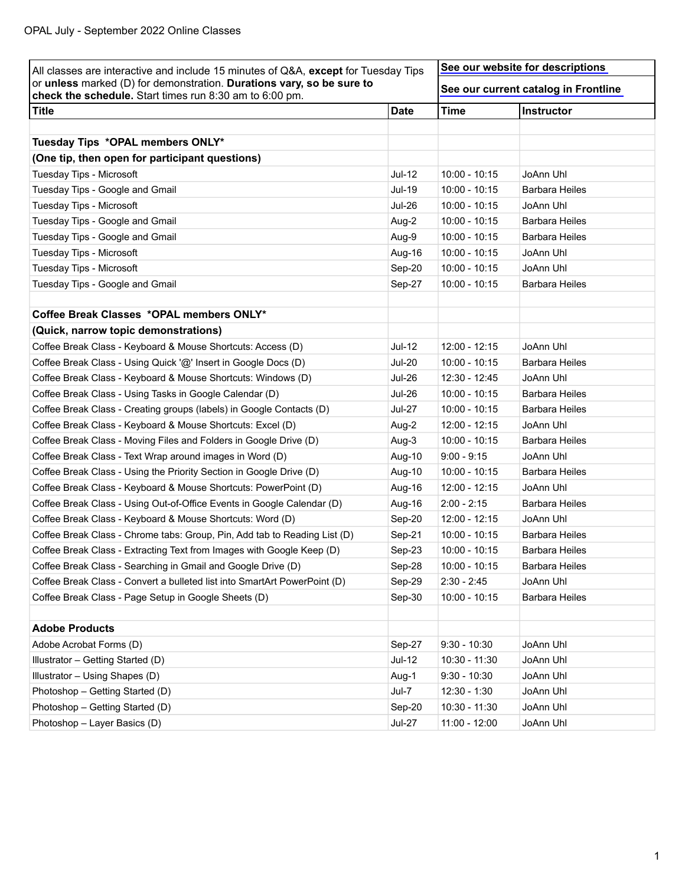OPAL July - September 2022 Online Classes

| All classes are interactive and include 15 minutes of Q&A, **except** for Tuesday Tips or **unless** marked (D) for demonstration. **Durations vary, so be sure to check the schedule.** Start times run 8:30 am to 6:00 pm. | | **See our website for descriptions** | |
|---|---|---|---|
| | | **See our current catalog in Frontline** | |
| **Title** | **Date** | **Time** | **Instructor** |
| | | | |
| **Tuesday Tips \*OPAL members ONLY\*** | | | |
| **(One tip, then open for participant questions)** | | | |
| Tuesday Tips - Microsoft | Jul-12 | 10:00 - 10:15 | JoAnn Uhl |
| Tuesday Tips - Google and Gmail | Jul-19 | 10:00 - 10:15 | Barbara Heiles |
| Tuesday Tips - Microsoft | Jul-26 | 10:00 - 10:15 | JoAnn Uhl |
| Tuesday Tips - Google and Gmail | Aug-2 | 10:00 - 10:15 | Barbara Heiles |
| Tuesday Tips - Google and Gmail | Aug-9 | 10:00 - 10:15 | Barbara Heiles |
| Tuesday Tips - Microsoft | Aug-16 | 10:00 - 10:15 | JoAnn Uhl |
| Tuesday Tips - Microsoft | Sep-20 | 10:00 - 10:15 | JoAnn Uhl |
| Tuesday Tips - Google and Gmail | Sep-27 | 10:00 - 10:15 | Barbara Heiles |
| | | | |
| **Coffee Break Classes \*OPAL members ONLY\*** | | | |
| **(Quick, narrow topic demonstrations)** | | | |
| Coffee Break Class - Keyboard & Mouse Shortcuts: Access (D) | Jul-12 | 12:00 - 12:15 | JoAnn Uhl |
| Coffee Break Class - Using Quick '@' Insert in Google Docs (D) | Jul-20 | 10:00 - 10:15 | Barbara Heiles |
| Coffee Break Class - Keyboard & Mouse Shortcuts: Windows (D) | Jul-26 | 12:30 - 12:45 | JoAnn Uhl |
| Coffee Break Class - Using Tasks in Google Calendar (D) | Jul-26 | 10:00 - 10:15 | Barbara Heiles |
| Coffee Break Class - Creating groups (labels) in Google Contacts (D) | Jul-27 | 10:00 - 10:15 | Barbara Heiles |
| Coffee Break Class - Keyboard & Mouse Shortcuts: Excel (D) | Aug-2 | 12:00 - 12:15 | JoAnn Uhl |
| Coffee Break Class - Moving Files and Folders in Google Drive (D) | Aug-3 | 10:00 - 10:15 | Barbara Heiles |
| Coffee Break Class - Text Wrap around images in Word (D) | Aug-10 | 9:00 - 9:15 | JoAnn Uhl |
| Coffee Break Class - Using the Priority Section in Google Drive (D) | Aug-10 | 10:00 - 10:15 | Barbara Heiles |
| Coffee Break Class - Keyboard & Mouse Shortcuts: PowerPoint (D) | Aug-16 | 12:00 - 12:15 | JoAnn Uhl |
| Coffee Break Class - Using Out-of-Office Events in Google Calendar (D) | Aug-16 | 2:00 - 2:15 | Barbara Heiles |
| Coffee Break Class - Keyboard & Mouse Shortcuts: Word (D) | Sep-20 | 12:00 - 12:15 | JoAnn Uhl |
| Coffee Break Class - Chrome tabs: Group, Pin, Add tab to Reading List (D) | Sep-21 | 10:00 - 10:15 | Barbara Heiles |
| Coffee Break Class - Extracting Text from Images with Google Keep (D) | Sep-23 | 10:00 - 10:15 | Barbara Heiles |
| Coffee Break Class - Searching in Gmail and Google Drive (D) | Sep-28 | 10:00 - 10:15 | Barbara Heiles |
| Coffee Break Class - Convert a bulleted list into SmartArt PowerPoint (D) | Sep-29 | 2:30 - 2:45 | JoAnn Uhl |
| Coffee Break Class - Page Setup in Google Sheets (D) | Sep-30 | 10:00 - 10:15 | Barbara Heiles |
| | | | |
| **Adobe Products** | | | |
| Adobe Acrobat Forms (D) | Sep-27 | 9:30 - 10:30 | JoAnn Uhl |
| Illustrator – Getting Started (D) | Jul-12 | 10:30 - 11:30 | JoAnn Uhl |
| Illustrator – Using Shapes (D) | Aug-1 | 9:30 - 10:30 | JoAnn Uhl |
| Photoshop – Getting Started (D) | Jul-7 | 12:30 - 1:30 | JoAnn Uhl |
| Photoshop – Getting Started (D) | Sep-20 | 10:30 - 11:30 | JoAnn Uhl |
| Photoshop – Layer Basics (D) | Jul-27 | 11:00 - 12:00 | JoAnn Uhl |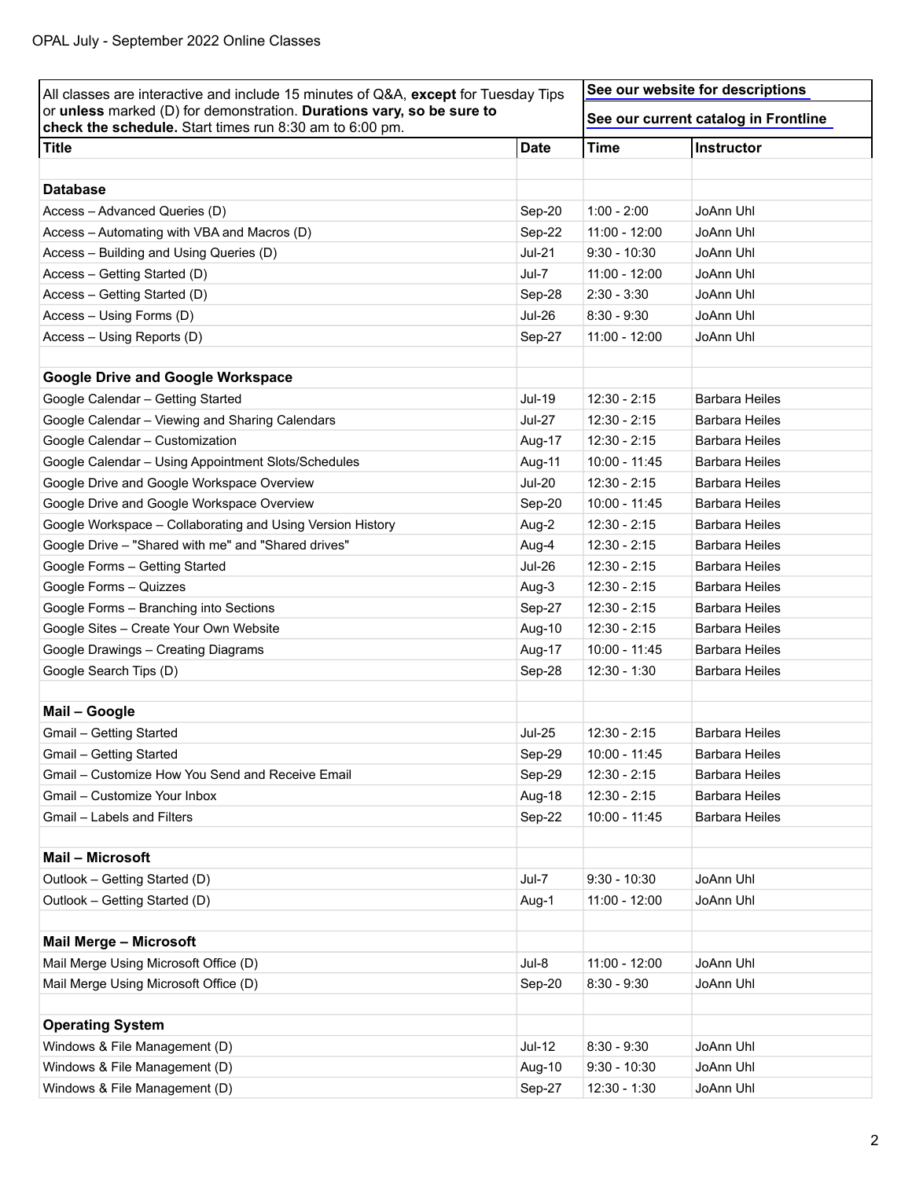OPAL July - September 2022 Online Classes

| All classes are interactive and include 15 minutes of Q&A, **except** for Tuesday Tips or **unless** marked (D) for demonstration. **Durations vary, so be sure to check the schedule.** Start times run 8:30 am to 6:00 pm. | | **See our website for descriptions** | |
|---|---|---|---|
| | | **See our current catalog in Frontline** | |
| **Title** | **Date** | **Time** | **Instructor** |
| | | | |
| **Database** | | | |
| Access – Advanced Queries (D) | Sep-20 | 1:00 - 2:00 | JoAnn Uhl |
| Access – Automating with VBA and Macros (D) | Sep-22 | 11:00 - 12:00 | JoAnn Uhl |
| Access – Building and Using Queries (D) | Jul-21 | 9:30 - 10:30 | JoAnn Uhl |
| Access – Getting Started (D) | Jul-7 | 11:00 - 12:00 | JoAnn Uhl |
| Access – Getting Started (D) | Sep-28 | 2:30 - 3:30 | JoAnn Uhl |
| Access – Using Forms (D) | Jul-26 | 8:30 - 9:30 | JoAnn Uhl |
| Access – Using Reports (D) | Sep-27 | 11:00 - 12:00 | JoAnn Uhl |
| | | | |
| **Google Drive and Google Workspace** | | | |
| Google Calendar – Getting Started | Jul-19 | 12:30 - 2:15 | Barbara Heiles |
| Google Calendar – Viewing and Sharing Calendars | Jul-27 | 12:30 - 2:15 | Barbara Heiles |
| Google Calendar – Customization | Aug-17 | 12:30 - 2:15 | Barbara Heiles |
| Google Calendar – Using Appointment Slots/Schedules | Aug-11 | 10:00 - 11:45 | Barbara Heiles |
| Google Drive and Google Workspace Overview | Jul-20 | 12:30 - 2:15 | Barbara Heiles |
| Google Drive and Google Workspace Overview | Sep-20 | 10:00 - 11:45 | Barbara Heiles |
| Google Workspace – Collaborating and Using Version History | Aug-2 | 12:30 - 2:15 | Barbara Heiles |
| Google Drive – "Shared with me" and "Shared drives" | Aug-4 | 12:30 - 2:15 | Barbara Heiles |
| Google Forms – Getting Started | Jul-26 | 12:30 - 2:15 | Barbara Heiles |
| Google Forms – Quizzes | Aug-3 | 12:30 - 2:15 | Barbara Heiles |
| Google Forms – Branching into Sections | Sep-27 | 12:30 - 2:15 | Barbara Heiles |
| Google Sites – Create Your Own Website | Aug-10 | 12:30 - 2:15 | Barbara Heiles |
| Google Drawings – Creating Diagrams | Aug-17 | 10:00 - 11:45 | Barbara Heiles |
| Google Search Tips (D) | Sep-28 | 12:30 - 1:30 | Barbara Heiles |
| | | | |
| **Mail – Google** | | | |
| Gmail – Getting Started | Jul-25 | 12:30 - 2:15 | Barbara Heiles |
| Gmail – Getting Started | Sep-29 | 10:00 - 11:45 | Barbara Heiles |
| Gmail – Customize How You Send and Receive Email | Sep-29 | 12:30 - 2:15 | Barbara Heiles |
| Gmail – Customize Your Inbox | Aug-18 | 12:30 - 2:15 | Barbara Heiles |
| Gmail – Labels and Filters | Sep-22 | 10:00 - 11:45 | Barbara Heiles |
| | | | |
| **Mail – Microsoft** | | | |
| Outlook – Getting Started (D) | Jul-7 | 9:30 - 10:30 | JoAnn Uhl |
| Outlook – Getting Started (D) | Aug-1 | 11:00 - 12:00 | JoAnn Uhl |
| | | | |
| **Mail Merge – Microsoft** | | | |
| Mail Merge Using Microsoft Office (D) | Jul-8 | 11:00 - 12:00 | JoAnn Uhl |
| Mail Merge Using Microsoft Office (D) | Sep-20 | 8:30 - 9:30 | JoAnn Uhl |
| | | | |
| **Operating System** | | | |
| Windows & File Management (D) | Jul-12 | 8:30 - 9:30 | JoAnn Uhl |
| Windows & File Management (D) | Aug-10 | 9:30 - 10:30 | JoAnn Uhl |
| Windows & File Management (D) | Sep-27 | 12:30 - 1:30 | JoAnn Uhl |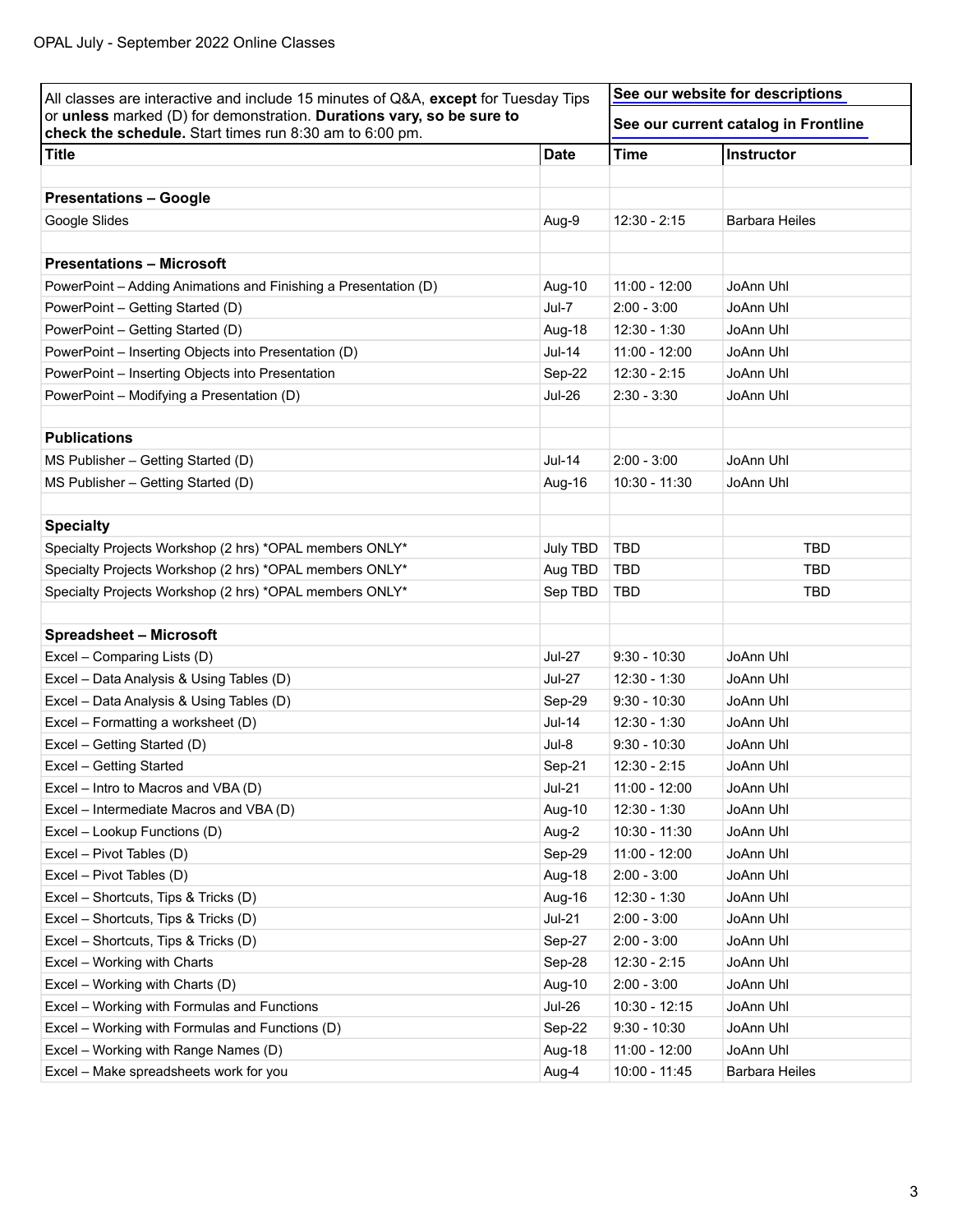OPAL July - September 2022 Online Classes

| All classes are interactive and include 15 minutes of Q&A, **except** for Tuesday Tips or **unless** marked (D) for demonstration. **Durations vary, so be sure to check the schedule.** Start times run 8:30 am to 6:00 pm. | | **See our website for descriptions** / **See our current catalog in Frontline** | |
|---|---|---|---|
| **Title** | **Date** | **Time** | **Instructor** |
| | | | |
| **Presentations – Google** | | | |
| Google Slides | Aug-9 | 12:30 - 2:15 | Barbara Heiles |
| | | | |
| **Presentations – Microsoft** | | | |
| PowerPoint – Adding Animations and Finishing a Presentation (D) | Aug-10 | 11:00 - 12:00 | JoAnn Uhl |
| PowerPoint – Getting Started (D) | Jul-7 | 2:00 - 3:00 | JoAnn Uhl |
| PowerPoint – Getting Started (D) | Aug-18 | 12:30 - 1:30 | JoAnn Uhl |
| PowerPoint – Inserting Objects into Presentation (D) | Jul-14 | 11:00 - 12:00 | JoAnn Uhl |
| PowerPoint – Inserting Objects into Presentation | Sep-22 | 12:30 - 2:15 | JoAnn Uhl |
| PowerPoint – Modifying a Presentation (D) | Jul-26 | 2:30 - 3:30 | JoAnn Uhl |
| | | | |
| **Publications** | | | |
| MS Publisher – Getting Started (D) | Jul-14 | 2:00 - 3:00 | JoAnn Uhl |
| MS Publisher – Getting Started (D) | Aug-16 | 10:30 - 11:30 | JoAnn Uhl |
| | | | |
| **Specialty** | | | |
| Specialty Projects Workshop (2 hrs) *OPAL members ONLY* | July TBD | TBD | TBD |
| Specialty Projects Workshop (2 hrs) *OPAL members ONLY* | Aug TBD | TBD | TBD |
| Specialty Projects Workshop (2 hrs) *OPAL members ONLY* | Sep TBD | TBD | TBD |
| | | | |
| **Spreadsheet – Microsoft** | | | |
| Excel – Comparing Lists (D) | Jul-27 | 9:30 - 10:30 | JoAnn Uhl |
| Excel – Data Analysis & Using Tables (D) | Jul-27 | 12:30 - 1:30 | JoAnn Uhl |
| Excel – Data Analysis & Using Tables (D) | Sep-29 | 9:30 - 10:30 | JoAnn Uhl |
| Excel – Formatting a worksheet (D) | Jul-14 | 12:30 - 1:30 | JoAnn Uhl |
| Excel – Getting Started (D) | Jul-8 | 9:30 - 10:30 | JoAnn Uhl |
| Excel – Getting Started | Sep-21 | 12:30 - 2:15 | JoAnn Uhl |
| Excel – Intro to Macros and VBA (D) | Jul-21 | 11:00 - 12:00 | JoAnn Uhl |
| Excel – Intermediate Macros and VBA (D) | Aug-10 | 12:30 - 1:30 | JoAnn Uhl |
| Excel – Lookup Functions (D) | Aug-2 | 10:30 - 11:30 | JoAnn Uhl |
| Excel – Pivot Tables (D) | Sep-29 | 11:00 - 12:00 | JoAnn Uhl |
| Excel – Pivot Tables (D) | Aug-18 | 2:00 - 3:00 | JoAnn Uhl |
| Excel – Shortcuts, Tips & Tricks (D) | Aug-16 | 12:30 - 1:30 | JoAnn Uhl |
| Excel – Shortcuts, Tips & Tricks (D) | Jul-21 | 2:00 - 3:00 | JoAnn Uhl |
| Excel – Shortcuts, Tips & Tricks (D) | Sep-27 | 2:00 - 3:00 | JoAnn Uhl |
| Excel – Working with Charts | Sep-28 | 12:30 - 2:15 | JoAnn Uhl |
| Excel – Working with Charts (D) | Aug-10 | 2:00 - 3:00 | JoAnn Uhl |
| Excel – Working with Formulas and Functions | Jul-26 | 10:30 - 12:15 | JoAnn Uhl |
| Excel – Working with Formulas and Functions (D) | Sep-22 | 9:30 - 10:30 | JoAnn Uhl |
| Excel – Working with Range Names (D) | Aug-18 | 11:00 - 12:00 | JoAnn Uhl |
| Excel – Make spreadsheets work for you | Aug-4 | 10:00 - 11:45 | Barbara Heiles |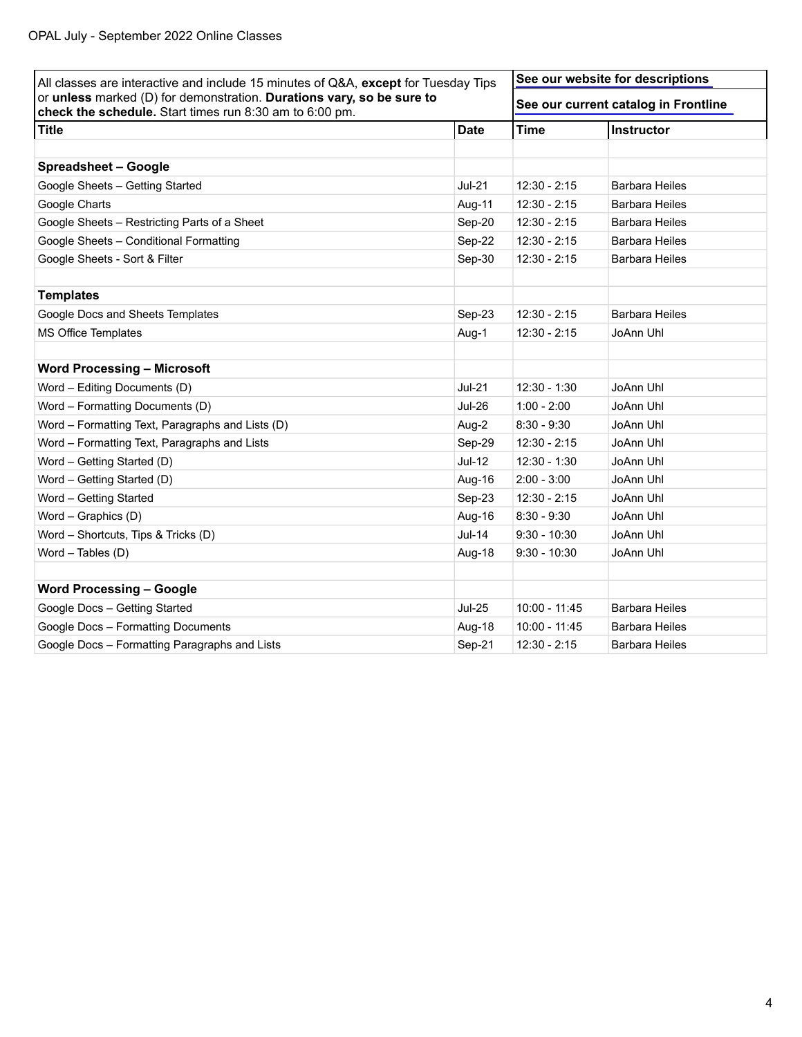| All classes are interactive and include 15 minutes of Q&A, **except** for Tuesday Tips or **unless** marked (D) for demonstration. **Durations vary, so be sure to check the schedule.** Start times run 8:30 am to 6:00 pm. | | **See our website for descriptions** | |
|---|---|---|---|
| | | **See our current catalog in Frontline** | |
| **Title** | **Date** | **Time** | **Instructor** |
| | | | |
| **Spreadsheet – Google** | | | |
| Google Sheets – Getting Started | Jul-21 | 12:30 - 2:15 | Barbara Heiles |
| Google Charts | Aug-11 | 12:30 - 2:15 | Barbara Heiles |
| Google Sheets – Restricting Parts of a Sheet | Sep-20 | 12:30 - 2:15 | Barbara Heiles |
| Google Sheets – Conditional Formatting | Sep-22 | 12:30 - 2:15 | Barbara Heiles |
| Google Sheets - Sort & Filter | Sep-30 | 12:30 - 2:15 | Barbara Heiles |
| | | | |
| **Templates** | | | |
| Google Docs and Sheets Templates | Sep-23 | 12:30 - 2:15 | Barbara Heiles |
| MS Office Templates | Aug-1 | 12:30 - 2:15 | JoAnn Uhl |
| | | | |
| **Word Processing – Microsoft** | | | |
| Word – Editing Documents (D) | Jul-21 | 12:30 - 1:30 | JoAnn Uhl |
| Word – Formatting Documents (D) | Jul-26 | 1:00 - 2:00 | JoAnn Uhl |
| Word – Formatting Text, Paragraphs and Lists (D) | Aug-2 | 8:30 - 9:30 | JoAnn Uhl |
| Word – Formatting Text, Paragraphs and Lists | Sep-29 | 12:30 - 2:15 | JoAnn Uhl |
| Word – Getting Started (D) | Jul-12 | 12:30 - 1:30 | JoAnn Uhl |
| Word – Getting Started (D) | Aug-16 | 2:00 - 3:00 | JoAnn Uhl |
| Word – Getting Started | Sep-23 | 12:30 - 2:15 | JoAnn Uhl |
| Word – Graphics (D) | Aug-16 | 8:30 - 9:30 | JoAnn Uhl |
| Word – Shortcuts, Tips & Tricks (D) | Jul-14 | 9:30 - 10:30 | JoAnn Uhl |
| Word – Tables (D) | Aug-18 | 9:30 - 10:30 | JoAnn Uhl |
| | | | |
| **Word Processing – Google** | | | |
| Google Docs – Getting Started | Jul-25 | 10:00 - 11:45 | Barbara Heiles |
| Google Docs – Formatting Documents | Aug-18 | 10:00 - 11:45 | Barbara Heiles |
| Google Docs – Formatting Paragraphs and Lists | Sep-21 | 12:30 - 2:15 | Barbara Heiles |